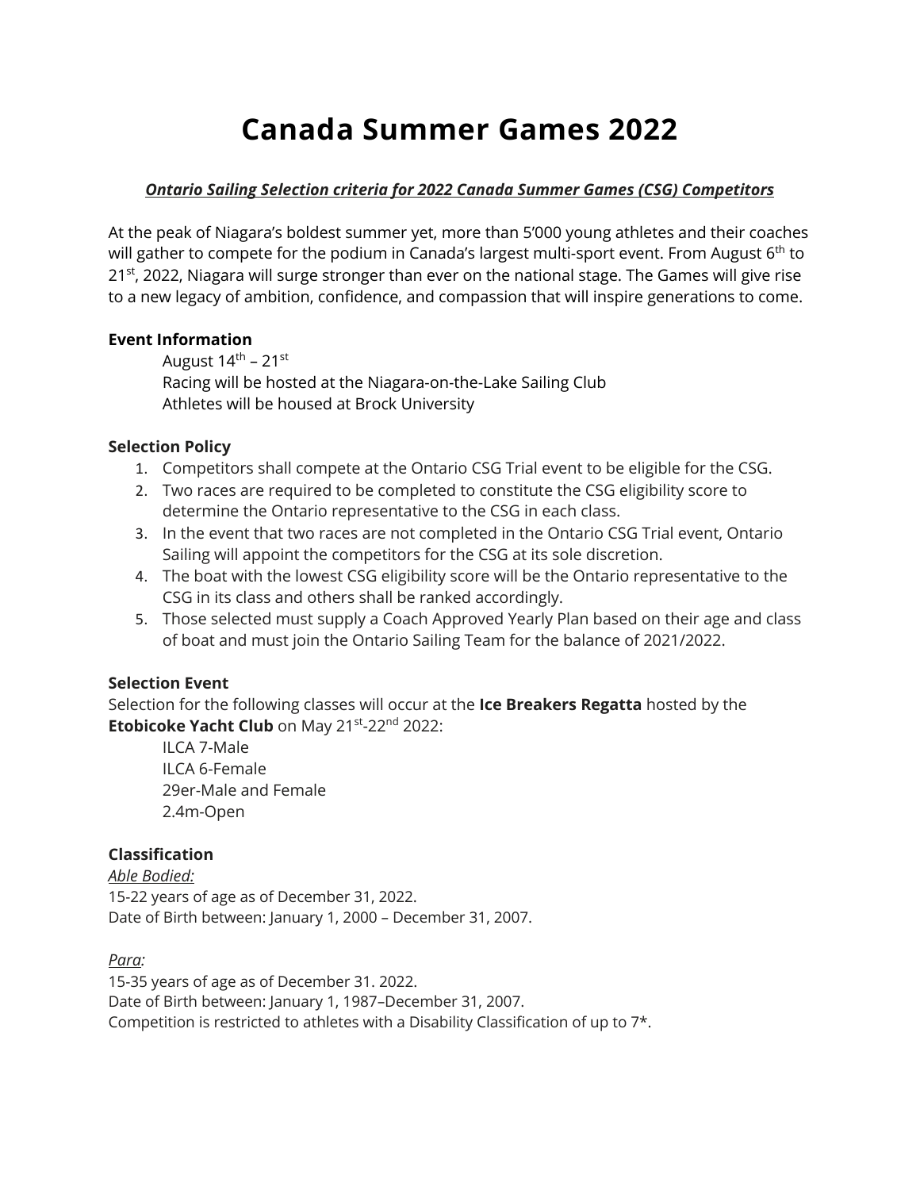# Canada Summer Games 2022

***Ontario Sailing Selection criteria for 2022 Canada Summer Games (CSG) Competitors***

At the peak of Niagara's boldest summer yet, more than 5'000 young athletes and their coaches will gather to compete for the podium in Canada's largest multi-sport event. From August 6th to 21st, 2022, Niagara will surge stronger than ever on the national stage. The Games will give rise to a new legacy of ambition, confidence, and compassion that will inspire generations to come.

### Event Information

August 14th – 21st
Racing will be hosted at the Niagara-on-the-Lake Sailing Club
Athletes will be housed at Brock University

### Selection Policy

1. Competitors shall compete at the Ontario CSG Trial event to be eligible for the CSG.
2. Two races are required to be completed to constitute the CSG eligibility score to determine the Ontario representative to the CSG in each class.
3. In the event that two races are not completed in the Ontario CSG Trial event, Ontario Sailing will appoint the competitors for the CSG at its sole discretion.
4. The boat with the lowest CSG eligibility score will be the Ontario representative to the CSG in its class and others shall be ranked accordingly.
5. Those selected must supply a Coach Approved Yearly Plan based on their age and class of boat and must join the Ontario Sailing Team for the balance of 2021/2022.

### Selection Event

Selection for the following classes will occur at the **Ice Breakers Regatta** hosted by the **Etobicoke Yacht Club** on May 21st-22nd 2022:

ILCA 7-Male
ILCA 6-Female
29er-Male and Female
2.4m-Open

### Classification

*Able Bodied:*
15-22 years of age as of December 31, 2022.
Date of Birth between: January 1, 2000 – December 31, 2007.

*Para:*
15-35 years of age as of December 31. 2022.
Date of Birth between: January 1, 1987–December 31, 2007.
Competition is restricted to athletes with a Disability Classification of up to 7*.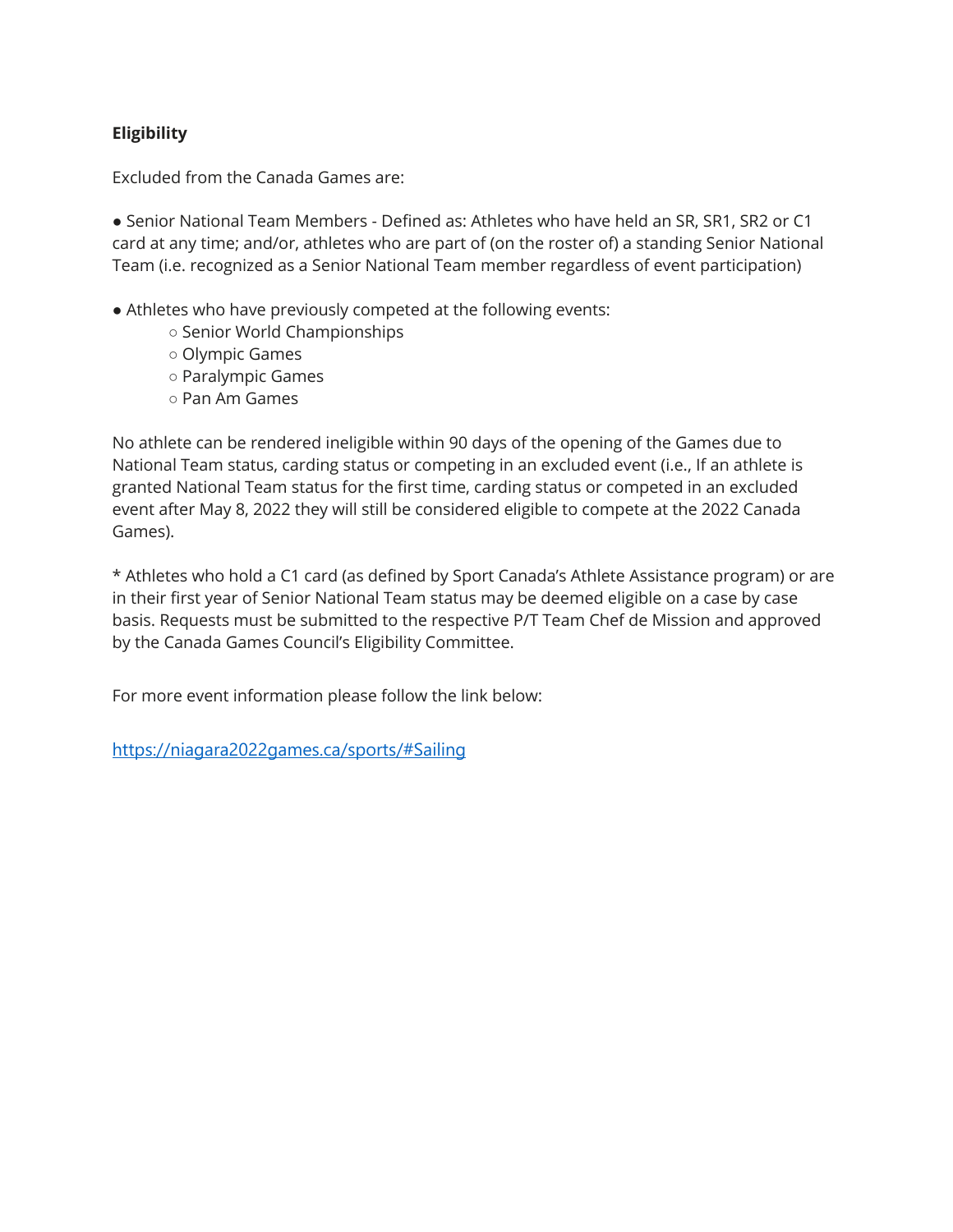**Eligibility**

Excluded from the Canada Games are:

- Senior National Team Members - Defined as: Athletes who have held an SR, SR1, SR2 or C1 card at any time; and/or, athletes who are part of (on the roster of) a standing Senior National Team (i.e. recognized as a Senior National Team member regardless of event participation)

- Athletes who have previously competed at the following events:
  - Senior World Championships
  - Olympic Games
  - Paralympic Games
  - Pan Am Games

No athlete can be rendered ineligible within 90 days of the opening of the Games due to National Team status, carding status or competing in an excluded event (i.e., If an athlete is granted National Team status for the first time, carding status or competed in an excluded event after May 8, 2022 they will still be considered eligible to compete at the 2022 Canada Games).

* Athletes who hold a C1 card (as defined by Sport Canada's Athlete Assistance program) or are in their first year of Senior National Team status may be deemed eligible on a case by case basis. Requests must be submitted to the respective P/T Team Chef de Mission and approved by the Canada Games Council's Eligibility Committee.

For more event information please follow the link below:

[https://niagara2022games.ca/sports/#Sailing](https://niagara2022games.ca/sports/#Sailing)